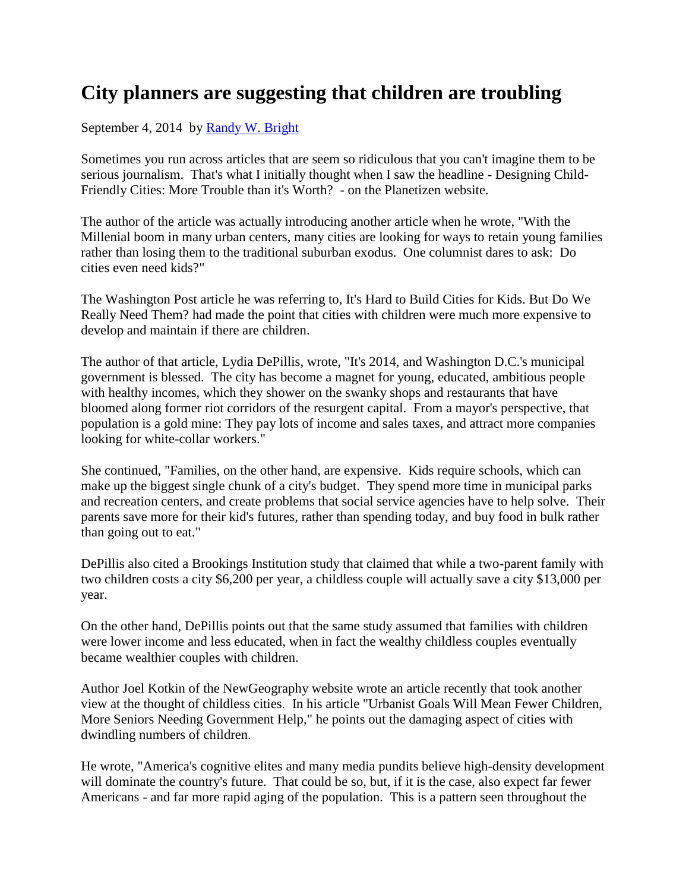# City planners are suggesting that children are troubling

September 4, 2014 by [Randy W. Bright]

Sometimes you run across articles that are seem so ridiculous that you can't imagine them to be serious journalism. That's what I initially thought when I saw the headline - Designing Child-Friendly Cities: More Trouble than it's Worth? - on the Planetizen website.

The author of the article was actually introducing another article when he wrote, "With the Millenial boom in many urban centers, many cities are looking for ways to retain young families rather than losing them to the traditional suburban exodus. One columnist dares to ask: Do cities even need kids?"

The Washington Post article he was referring to, It's Hard to Build Cities for Kids. But Do We Really Need Them? had made the point that cities with children were much more expensive to develop and maintain if there are children.

The author of that article, Lydia DePillis, wrote, "It's 2014, and Washington D.C.'s municipal government is blessed. The city has become a magnet for young, educated, ambitious people with healthy incomes, which they shower on the swanky shops and restaurants that have bloomed along former riot corridors of the resurgent capital. From a mayor's perspective, that population is a gold mine: They pay lots of income and sales taxes, and attract more companies looking for white-collar workers."

She continued, "Families, on the other hand, are expensive. Kids require schools, which can make up the biggest single chunk of a city's budget. They spend more time in municipal parks and recreation centers, and create problems that social service agencies have to help solve. Their parents save more for their kid's futures, rather than spending today, and buy food in bulk rather than going out to eat."

DePillis also cited a Brookings Institution study that claimed that while a two-parent family with two children costs a city $6,200 per year, a childless couple will actually save a city $13,000 per year.

On the other hand, DePillis points out that the same study assumed that families with children were lower income and less educated, when in fact the wealthy childless couples eventually became wealthier couples with children.

Author Joel Kotkin of the NewGeography website wrote an article recently that took another view at the thought of childless cities. In his article "Urbanist Goals Will Mean Fewer Children, More Seniors Needing Government Help," he points out the damaging aspect of cities with dwindling numbers of children.

He wrote, "America's cognitive elites and many media pundits believe high-density development will dominate the country's future. That could be so, but, if it is the case, also expect far fewer Americans - and far more rapid aging of the population. This is a pattern seen throughout the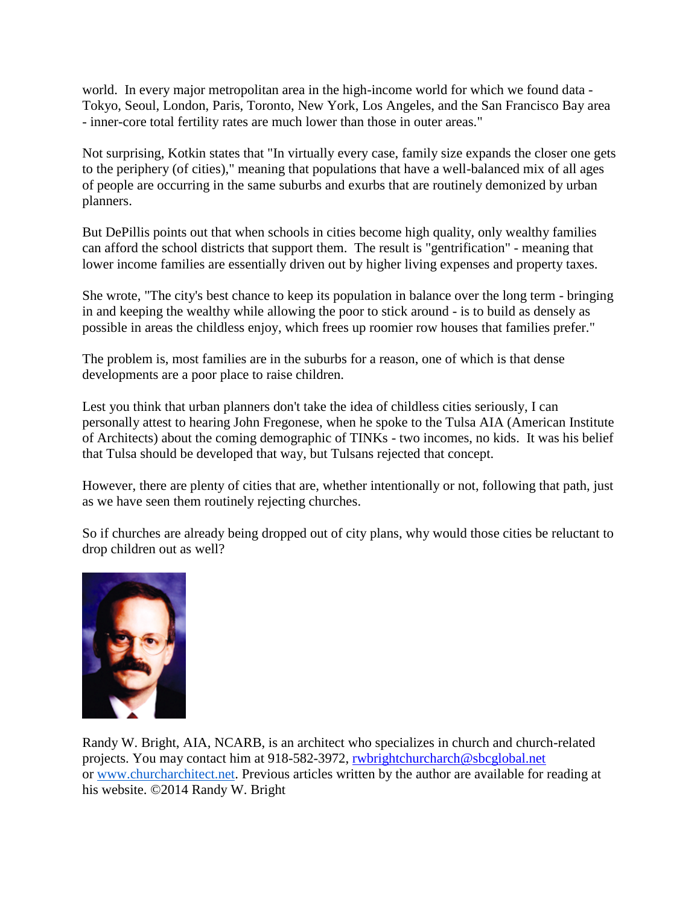world. In every major metropolitan area in the high-income world for which we found data - Tokyo, Seoul, London, Paris, Toronto, New York, Los Angeles, and the San Francisco Bay area - inner-core total fertility rates are much lower than those in outer areas."

Not surprising, Kotkin states that "In virtually every case, family size expands the closer one gets to the periphery (of cities)," meaning that populations that have a well-balanced mix of all ages of people are occurring in the same suburbs and exurbs that are routinely demonized by urban planners.

But DePillis points out that when schools in cities become high quality, only wealthy families can afford the school districts that support them. The result is "gentrification" - meaning that lower income families are essentially driven out by higher living expenses and property taxes.

She wrote, "The city's best chance to keep its population in balance over the long term - bringing in and keeping the wealthy while allowing the poor to stick around - is to build as densely as possible in areas the childless enjoy, which frees up roomier row houses that families prefer."

The problem is, most families are in the suburbs for a reason, one of which is that dense developments are a poor place to raise children.

Lest you think that urban planners don't take the idea of childless cities seriously, I can personally attest to hearing John Fregonese, when he spoke to the Tulsa AIA (American Institute of Architects) about the coming demographic of TINKs - two incomes, no kids. It was his belief that Tulsa should be developed that way, but Tulsans rejected that concept.

However, there are plenty of cities that are, whether intentionally or not, following that path, just as we have seen them routinely rejecting churches.

So if churches are already being dropped out of city plans, why would those cities be reluctant to drop children out as well?

Randy W. Bright, AIA, NCARB, is an architect who specializes in church and church-related projects. You may contact him at 918-582-3972, rwbrightchurcharch@sbcglobal.net or www.churcharchitect.net. Previous articles written by the author are available for reading at his website. ©2014 Randy W. Bright